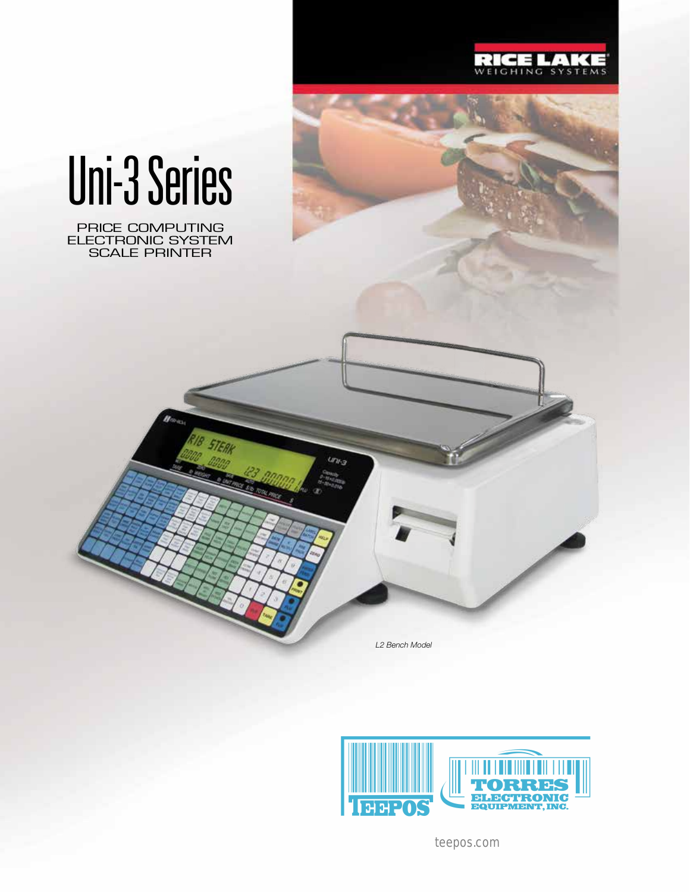RICE LAKE
WEIGHING SYSTEMS

# Uni-3 Series

PRICE COMPUTING
ELECTRONIC SYSTEM
SCALE PRINTER

*L2 Bench Model*

TEEPOS

TORRES ELECTRONIC EQUIPMENT, INC.

teepos.com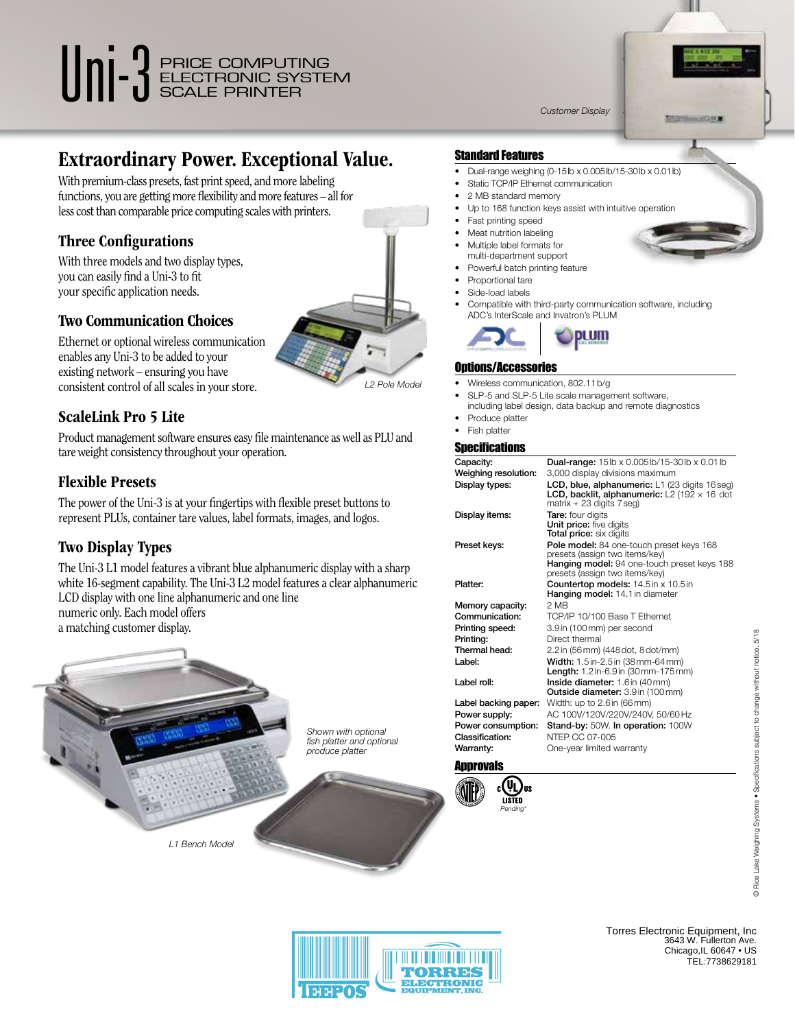# Uni-3 PRICE COMPUTING ELECTRONIC SYSTEM SCALE PRINTER

*Customer Display*

## Extraordinary Power. Exceptional Value.

With premium-class presets, fast print speed, and more labeling functions, you are getting more flexibility and more features – all for less cost than comparable price computing scales with printers.

### Three Configurations

With three models and two display types, you can easily find a Uni-3 to fit your specific application needs.

### Two Communication Choices

Ethernet or optional wireless communication enables any Uni-3 to be added to your existing network – ensuring you have consistent control of all scales in your store.

*L2 Pole Model*

### ScaleLink Pro 5 Lite

Product management software ensures easy file maintenance as well as PLU and tare weight consistency throughout your operation.

### Flexible Presets

The power of the Uni-3 is at your fingertips with flexible preset buttons to represent PLUs, container tare values, label formats, images, and logos.

### Two Display Types

The Uni-3 L1 model features a vibrant blue alphanumeric display with a sharp white 16-segment capability. The Uni-3 L2 model features a clear alphanumeric LCD display with one line alphanumeric and one line numeric only. Each model offers a matching customer display.

*Shown with optional fish platter and optional produce platter*

*L1 Bench Model*

## Standard Features

- Dual-range weighing (0-15 lb x 0.005 lb/15-30 lb x 0.01 lb)
- Static TCP/IP Ethernet communication
- 2 MB standard memory
- Up to 168 function keys assist with intuitive operation
- Fast printing speed
- Meat nutrition labeling
- Multiple label formats for multi-department support
- Powerful batch printing feature
- Proportional tare
- Side-load labels
- Compatible with third-party communication software, including ADC's InterScale and Invatron's PLUM

## Options/Accessories

- Wireless communication, 802.11 b/g
- SLP-5 and SLP-5 Lite scale management software, including label design, data backup and remote diagnostics
- Produce platter
- Fish platter

## Specifications

| | |
|---|---|
| **Capacity:** | **Dual-range:** 15 lb x 0.005 lb/15-30 lb x 0.01 lb |
| **Weighing resolution:** | 3,000 display divisions maximum |
| **Display types:** | **LCD, blue, alphanumeric:** L1 (23 digits 16 seg) **LCD, backlit, alphanumeric:** L2 (192 × 16 dot matrix + 23 digits 7 seg) |
| **Display items:** | **Tare:** four digits **Unit price:** five digits **Total price:** six digits |
| **Preset keys:** | **Pole model:** 84 one-touch preset keys 168 presets (assign two items/key) **Hanging model:** 94 one-touch preset keys 188 presets (assign two items/key) |
| **Platter:** | **Countertop models:** 14.5 in x 10.5 in **Hanging model:** 14.1 in diameter |
| **Memory capacity:** | 2 MB |
| **Communication:** | TCP/IP 10/100 Base T Ethernet |
| **Printing speed:** | 3.9 in (100 mm) per second |
| **Printing:** | Direct thermal |
| **Thermal head:** | 2.2 in (56 mm) (448 dot, 8 dot/mm) |
| **Label:** | **Width:** 1.5 in-2.5 in (38 mm-64 mm) **Length:** 1.2 in-6.9 in (30 mm-175 mm) |
| **Label roll:** | **Inside diameter:** 1.6 in (40 mm) **Outside diameter:** 3.9 in (100 mm) |
| **Label backing paper:** | Width: up to 2.6 in (66 mm) |
| **Power supply:** | AC 100V/120V/220V/240V, 50/60 Hz |
| **Power consumption:** | **Stand-by:** 50W. **In operation:** 100W |
| **Classification:** | NTEP CC 07-005 |
| **Warranty:** | One-year limited warranty |

## Approvals

c UL us LISTED
*Pending*\*

© Rice Lake Weighing Systems • Specifications subject to change without notice. 5/18

Torres Electronic Equipment, Inc
3643 W. Fullerton Ave.
Chicago,IL 60647 • US
TEL:7738629181